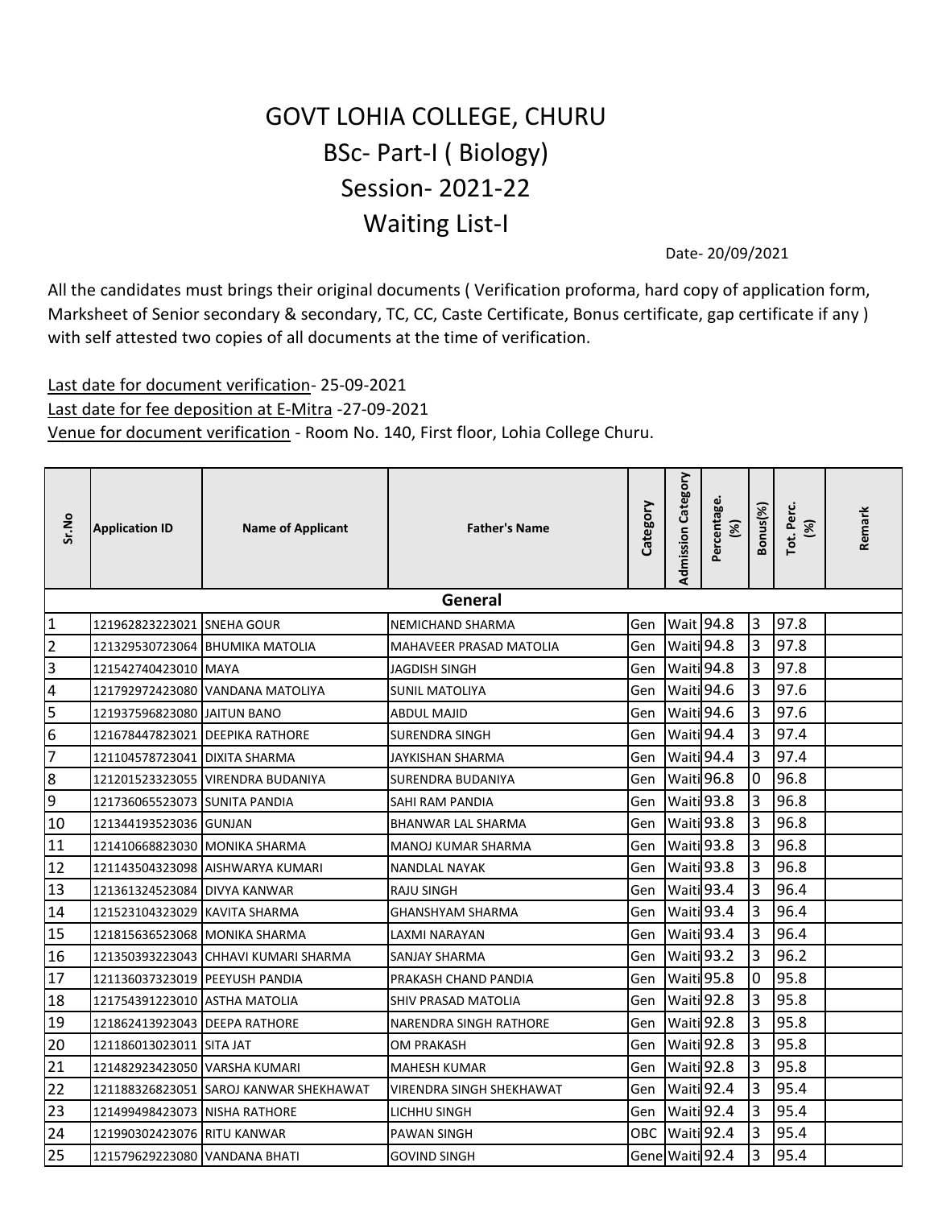# GOVT LOHIA COLLEGE, CHURU

## BSc- Part-I ( Biology)

## Session- 2021-22

## Waiting List-I

Date- 20/09/2021

All the candidates must brings their original documents ( Verification proforma, hard copy of application form, Marksheet of Senior secondary & secondary, TC, CC, Caste Certificate, Bonus certificate, gap certificate if any ) with self attested two copies of all documents at the time of verification.

<u>Last date for document verification</u>- 25-09-2021

<u>Last date for fee deposition at E-Mitra</u> -27-09-2021

<u>Venue for document verification</u> - Room No. 140, First floor, Lohia College Churu.

| Sr.No | Application ID | Name of Applicant | Father's Name | Category | Admission Category | Percentage. (%) | Bonus(%) | Tot. Perc. (%) | Remark |
|---|---|---|---|---|---|---|---|---|---|
| **General** | | | | | | | | | |
| 1 | 121962823223021 | SNEHA GOUR | NEMICHAND SHARMA | Gen | Wait | 94.8 | 3 | 97.8 | |
| 2 | 121329530723064 | BHUMIKA MATOLIA | MAHAVEER PRASAD MATOLIA | Gen | Waiti | 94.8 | 3 | 97.8 | |
| 3 | 121542740423010 | MAYA | JAGDISH SINGH | Gen | Waiti | 94.8 | 3 | 97.8 | |
| 4 | 121792972423080 | VANDANA MATOLIYA | SUNIL MATOLIYA | Gen | Waiti | 94.6 | 3 | 97.6 | |
| 5 | 121937596823080 | JAITUN BANO | ABDUL MAJID | Gen | Waiti | 94.6 | 3 | 97.6 | |
| 6 | 121678447823021 | DEEPIKA RATHORE | SURENDRA SINGH | Gen | Waiti | 94.4 | 3 | 97.4 | |
| 7 | 121104578723041 | DIXITA SHARMA | JAYKISHAN SHARMA | Gen | Waiti | 94.4 | 3 | 97.4 | |
| 8 | 121201523323055 | VIRENDRA BUDANIYA | SURENDRA BUDANIYA | Gen | Waiti | 96.8 | 0 | 96.8 | |
| 9 | 121736065523073 | SUNITA PANDIA | SAHI RAM PANDIA | Gen | Waiti | 93.8 | 3 | 96.8 | |
| 10 | 121344193523036 | GUNJAN | BHANWAR LAL SHARMA | Gen | Waiti | 93.8 | 3 | 96.8 | |
| 11 | 121410668823030 | MONIKA SHARMA | MANOJ KUMAR SHARMA | Gen | Waiti | 93.8 | 3 | 96.8 | |
| 12 | 121143504323098 | AISHWARYA KUMARI | NANDLAL NAYAK | Gen | Waiti | 93.8 | 3 | 96.8 | |
| 13 | 121361324523084 | DIVYA KANWAR | RAJU SINGH | Gen | Waiti | 93.4 | 3 | 96.4 | |
| 14 | 121523104323029 | KAVITA SHARMA | GHANSHYAM SHARMA | Gen | Waiti | 93.4 | 3 | 96.4 | |
| 15 | 121815636523068 | MONIKA SHARMA | LAXMI NARAYAN | Gen | Waiti | 93.4 | 3 | 96.4 | |
| 16 | 121350393223043 | CHHAVI KUMARI SHARMA | SANJAY SHARMA | Gen | Waiti | 93.2 | 3 | 96.2 | |
| 17 | 121136037323019 | PEEYUSH PANDIA | PRAKASH CHAND PANDIA | Gen | Waiti | 95.8 | 0 | 95.8 | |
| 18 | 121754391223010 | ASTHA MATOLIA | SHIV PRASAD MATOLIA | Gen | Waiti | 92.8 | 3 | 95.8 | |
| 19 | 121862413923043 | DEEPA RATHORE | NARENDRA SINGH RATHORE | Gen | Waiti | 92.8 | 3 | 95.8 | |
| 20 | 121186013023011 | SITA JAT | OM PRAKASH | Gen | Waiti | 92.8 | 3 | 95.8 | |
| 21 | 121482923423050 | VARSHA KUMARI | MAHESH KUMAR | Gen | Waiti | 92.8 | 3 | 95.8 | |
| 22 | 121188326823051 | SAROJ KANWAR SHEKHAWAT | VIRENDRA SINGH SHEKHAWAT | Gen | Waiti | 92.4 | 3 | 95.4 | |
| 23 | 121499498423073 | NISHA RATHORE | LICHHU SINGH | Gen | Waiti | 92.4 | 3 | 95.4 | |
| 24 | 121990302423076 | RITU KANWAR | PAWAN SINGH | OBC | Waiti | 92.4 | 3 | 95.4 | |
| 25 | 121579629223080 | VANDANA BHATI | GOVIND SINGH | Gene | Waiti | 92.4 | 3 | 95.4 | |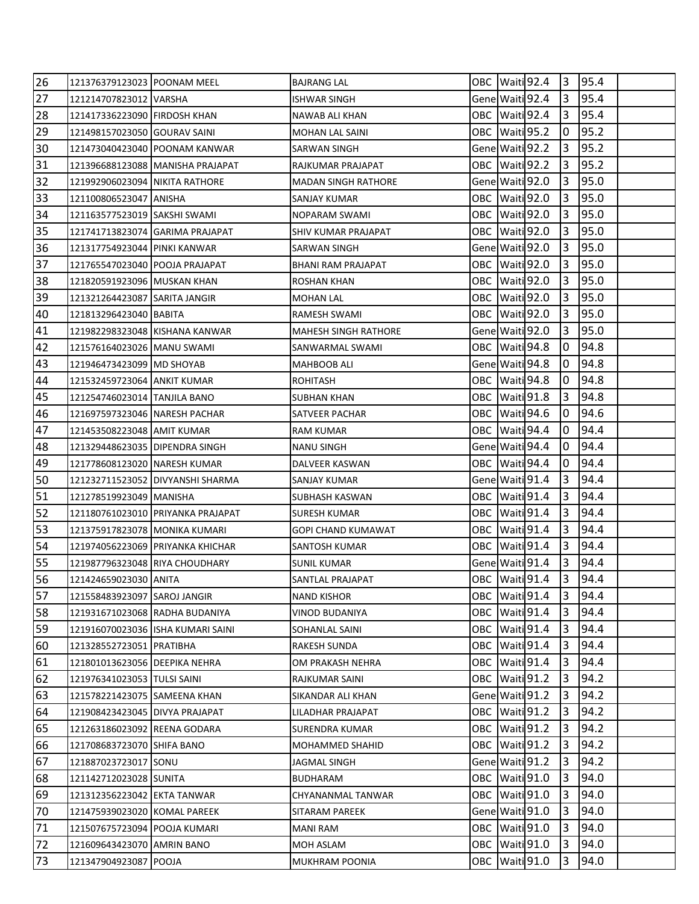| 26 | 121376379123023 | POONAM MEEL | BAJRANG LAL | OBC | Waiti | 92.4 | 3 | 95.4 | |
|---|---|---|---|---|---|---|---|---|---|
| 27 | 121214707823012 | VARSHA | ISHWAR SINGH | Gene | Waiti | 92.4 | 3 | 95.4 | |
| 28 | 121417336223090 | FIRDOSH KHAN | NAWAB ALI KHAN | OBC | Waiti | 92.4 | 3 | 95.4 | |
| 29 | 121498157023050 | GOURAV SAINI | MOHAN LAL SAINI | OBC | Waiti | 95.2 | 0 | 95.2 | |
| 30 | 121473040423040 | POONAM KANWAR | SARWAN SINGH | Gene | Waiti | 92.2 | 3 | 95.2 | |
| 31 | 121396688123088 | MANISHA PRAJAPAT | RAJKUMAR PRAJAPAT | OBC | Waiti | 92.2 | 3 | 95.2 | |
| 32 | 121992906023094 | NIKITA RATHORE | MADAN SINGH RATHORE | Gene | Waiti | 92.0 | 3 | 95.0 | |
| 33 | 121100806523047 | ANISHA | SANJAY KUMAR | OBC | Waiti | 92.0 | 3 | 95.0 | |
| 34 | 121163577523019 | SAKSHI SWAMI | NOPARAM SWAMI | OBC | Waiti | 92.0 | 3 | 95.0 | |
| 35 | 121741713823074 | GARIMA PRAJAPAT | SHIV KUMAR PRAJAPAT | OBC | Waiti | 92.0 | 3 | 95.0 | |
| 36 | 121317754923044 | PINKI KANWAR | SARWAN SINGH | Gene | Waiti | 92.0 | 3 | 95.0 | |
| 37 | 121765547023040 | POOJA PRAJAPAT | BHANI RAM PRAJAPAT | OBC | Waiti | 92.0 | 3 | 95.0 | |
| 38 | 121820591923096 | MUSKAN KHAN | ROSHAN KHAN | OBC | Waiti | 92.0 | 3 | 95.0 | |
| 39 | 121321264423087 | SARITA JANGIR | MOHAN LAL | OBC | Waiti | 92.0 | 3 | 95.0 | |
| 40 | 121813296423040 | BABITA | RAMESH SWAMI | OBC | Waiti | 92.0 | 3 | 95.0 | |
| 41 | 121982298323048 | KISHANA KANWAR | MAHESH SINGH RATHORE | Gene | Waiti | 92.0 | 3 | 95.0 | |
| 42 | 121576164023026 | MANU SWAMI | SANWARMAL SWAMI | OBC | Waiti | 94.8 | 0 | 94.8 | |
| 43 | 121946473423099 | MD SHOYAB | MAHBOOB ALI | Gene | Waiti | 94.8 | 0 | 94.8 | |
| 44 | 121532459723064 | ANKIT KUMAR | ROHITASH | OBC | Waiti | 94.8 | 0 | 94.8 | |
| 45 | 121254746023014 | TANJILA BANO | SUBHAN KHAN | OBC | Waiti | 91.8 | 3 | 94.8 | |
| 46 | 121697597323046 | NARESH PACHAR | SATVEER PACHAR | OBC | Waiti | 94.6 | 0 | 94.6 | |
| 47 | 121453508223048 | AMIT KUMAR | RAM KUMAR | OBC | Waiti | 94.4 | 0 | 94.4 | |
| 48 | 121329448623035 | DIPENDRA SINGH | NANU SINGH | Gene | Waiti | 94.4 | 0 | 94.4 | |
| 49 | 121778608123020 | NARESH KUMAR | DALVEER KASWAN | OBC | Waiti | 94.4 | 0 | 94.4 | |
| 50 | 121232711523052 | DIVYANSHI SHARMA | SANJAY KUMAR | Gene | Waiti | 91.4 | 3 | 94.4 | |
| 51 | 121278519923049 | MANISHA | SUBHASH KASWAN | OBC | Waiti | 91.4 | 3 | 94.4 | |
| 52 | 121180761023010 | PRIYANKA PRAJAPAT | SURESH KUMAR | OBC | Waiti | 91.4 | 3 | 94.4 | |
| 53 | 121375917823078 | MONIKA KUMARI | GOPI CHAND KUMAWAT | OBC | Waiti | 91.4 | 3 | 94.4 | |
| 54 | 121974056223069 | PRIYANKA KHICHAR | SANTOSH KUMAR | OBC | Waiti | 91.4 | 3 | 94.4 | |
| 55 | 121987796323048 | RIYA CHOUDHARY | SUNIL KUMAR | Gene | Waiti | 91.4 | 3 | 94.4 | |
| 56 | 121424659023030 | ANITA | SANTLAL PRAJAPAT | OBC | Waiti | 91.4 | 3 | 94.4 | |
| 57 | 121558483923097 | SAROJ JANGIR | NAND KISHOR | OBC | Waiti | 91.4 | 3 | 94.4 | |
| 58 | 121931671023068 | RADHA BUDANIYA | VINOD BUDANIYA | OBC | Waiti | 91.4 | 3 | 94.4 | |
| 59 | 121916070023036 | ISHA KUMARI SAINI | SOHANLAL SAINI | OBC | Waiti | 91.4 | 3 | 94.4 | |
| 60 | 121328552723051 | PRATIBHA | RAKESH SUNDA | OBC | Waiti | 91.4 | 3 | 94.4 | |
| 61 | 121801013623056 | DEEPIKA NEHRA | OM PRAKASH NEHRA | OBC | Waiti | 91.4 | 3 | 94.4 | |
| 62 | 121976341023053 | TULSI SAINI | RAJKUMAR SAINI | OBC | Waiti | 91.2 | 3 | 94.2 | |
| 63 | 121578221423075 | SAMEENA KHAN | SIKANDAR ALI KHAN | Gene | Waiti | 91.2 | 3 | 94.2 | |
| 64 | 121908423423045 | DIVYA PRAJAPAT | LILADHAR PRAJAPAT | OBC | Waiti | 91.2 | 3 | 94.2 | |
| 65 | 121263186023092 | REENA GODARA | SURENDRA KUMAR | OBC | Waiti | 91.2 | 3 | 94.2 | |
| 66 | 121708683723070 | SHIFA BANO | MOHAMMED SHAHID | OBC | Waiti | 91.2 | 3 | 94.2 | |
| 67 | 121887023723017 | SONU | JAGMAL SINGH | Gene | Waiti | 91.2 | 3 | 94.2 | |
| 68 | 121142712023028 | SUNITA | BUDHARAM | OBC | Waiti | 91.0 | 3 | 94.0 | |
| 69 | 121312356223042 | EKTA TANWAR | CHYANANMAL TANWAR | OBC | Waiti | 91.0 | 3 | 94.0 | |
| 70 | 121475939023020 | KOMAL PAREEK | SITARAM PAREEK | Gene | Waiti | 91.0 | 3 | 94.0 | |
| 71 | 121507675723094 | POOJA KUMARI | MANI RAM | OBC | Waiti | 91.0 | 3 | 94.0 | |
| 72 | 121609643423070 | AMRIN BANO | MOH ASLAM | OBC | Waiti | 91.0 | 3 | 94.0 | |
| 73 | 121347904923087 | POOJA | MUKHRAM POONIA | OBC | Waiti | 91.0 | 3 | 94.0 | |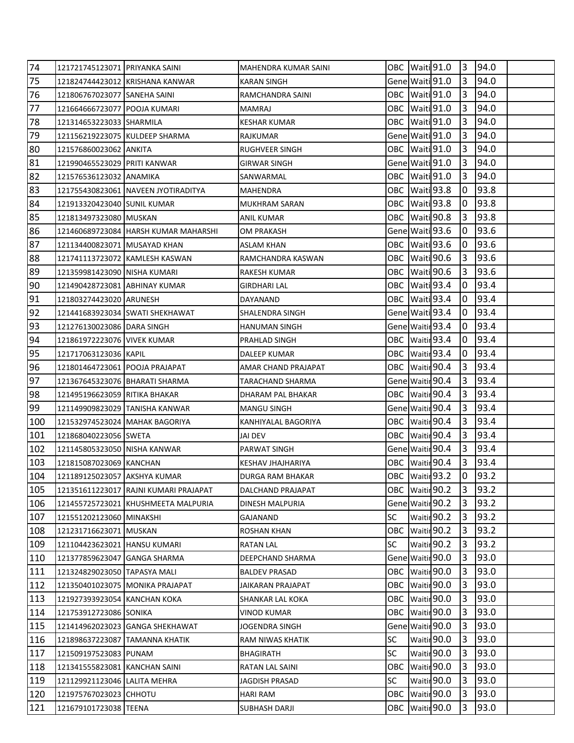| | | | | | | | | | |
|---|---|---|---|---|---|---|---|---|---|
| 74 | 121721745123071 | PRIYANKA SAINI | MAHENDRA KUMAR SAINI | OBC | Waiti | 91.0 | 3 | 94.0 | |
| 75 | 121824744423012 | KRISHANA KANWAR | KARAN SINGH | Gene | Waiti | 91.0 | 3 | 94.0 | |
| 76 | 121806767023077 | SANEHA SAINI | RAMCHANDRA SAINI | OBC | Waiti | 91.0 | 3 | 94.0 | |
| 77 | 121664666723077 | POOJA KUMARI | MAMRAJ | OBC | Waiti | 91.0 | 3 | 94.0 | |
| 78 | 121314653223033 | SHARMILA | KESHAR KUMAR | OBC | Waiti | 91.0 | 3 | 94.0 | |
| 79 | 121156219223075 | KULDEEP SHARMA | RAJKUMAR | Gene | Waiti | 91.0 | 3 | 94.0 | |
| 80 | 121576860023062 | ANKITA | RUGHVEER SINGH | OBC | Waiti | 91.0 | 3 | 94.0 | |
| 81 | 121990465523029 | PRITI KANWAR | GIRWAR SINGH | Gene | Waiti | 91.0 | 3 | 94.0 | |
| 82 | 121576536123032 | ANAMIKA | SANWARMAL | OBC | Waiti | 91.0 | 3 | 94.0 | |
| 83 | 121755430823061 | NAVEEN JYOTIRADITYA | MAHENDRA | OBC | Waiti | 93.8 | 0 | 93.8 | |
| 84 | 121913320423040 | SUNIL KUMAR | MUKHRAM SARAN | OBC | Waiti | 93.8 | 0 | 93.8 | |
| 85 | 121813497323080 | MUSKAN | ANIL KUMAR | OBC | Waiti | 90.8 | 3 | 93.8 | |
| 86 | 121460689723084 | HARSH KUMAR MAHARSHI | OM PRAKASH | Gene | Waiti | 93.6 | 0 | 93.6 | |
| 87 | 121134400823071 | MUSAYAD KHAN | ASLAM KHAN | OBC | Waiti | 93.6 | 0 | 93.6 | |
| 88 | 121741113723072 | KAMLESH KASWAN | RAMCHANDRA KASWAN | OBC | Waiti | 90.6 | 3 | 93.6 | |
| 89 | 121359981423090 | NISHA KUMARI | RAKESH KUMAR | OBC | Waiti | 90.6 | 3 | 93.6 | |
| 90 | 121490428723081 | ABHINAY KUMAR | GIRDHARI LAL | OBC | Waiti | 93.4 | 0 | 93.4 | |
| 91 | 121803274423020 | ARUNESH | DAYANAND | OBC | Waiti | 93.4 | 0 | 93.4 | |
| 92 | 121441683923034 | SWATI SHEKHAWAT | SHALENDRA SINGH | Gene | Waiti | 93.4 | 0 | 93.4 | |
| 93 | 121276130023086 | DARA SINGH | HANUMAN SINGH | Gene | Waiti | 93.4 | 0 | 93.4 | |
| 94 | 121861972223076 | VIVEK KUMAR | PRAHLAD SINGH | OBC | Waiti | 93.4 | 0 | 93.4 | |
| 95 | 121717063123036 | KAPIL | DALEEP KUMAR | OBC | Waiti | 93.4 | 0 | 93.4 | |
| 96 | 121801464723061 | POOJA PRAJAPAT | AMAR CHAND PRAJAPAT | OBC | Waiti | 90.4 | 3 | 93.4 | |
| 97 | 121367645323076 | BHARATI SHARMA | TARACHAND SHARMA | Gene | Waiti | 90.4 | 3 | 93.4 | |
| 98 | 121495196623059 | RITIKA BHAKAR | DHARAM PAL BHAKAR | OBC | Waiti | 90.4 | 3 | 93.4 | |
| 99 | 121149909823029 | TANISHA KANWAR | MANGU SINGH | Gene | Waiti | 90.4 | 3 | 93.4 | |
| 100 | 121532974523024 | MAHAK BAGORIYA | KANHIYALAL BAGORIYA | OBC | Waiti | 90.4 | 3 | 93.4 | |
| 101 | 121868040223056 | SWETA | JAI DEV | OBC | Waiti | 90.4 | 3 | 93.4 | |
| 102 | 121145805323050 | NISHA KANWAR | PARWAT SINGH | Gene | Waiti | 90.4 | 3 | 93.4 | |
| 103 | 121815087023069 | KANCHAN | KESHAV JHAJHARIYA | OBC | Waiti | 90.4 | 3 | 93.4 | |
| 104 | 121189125023057 | AKSHYA KUMAR | DURGA RAM BHAKAR | OBC | Waiti | 93.2 | 0 | 93.2 | |
| 105 | 121351611223017 | RAJNI KUMARI PRAJAPAT | DALCHAND PRAJAPAT | OBC | Waiti | 90.2 | 3 | 93.2 | |
| 106 | 121455725723021 | KHUSHMEETA MALPURIA | DINESH MALPURIA | Gene | Waiti | 90.2 | 3 | 93.2 | |
| 107 | 121551202123060 | MINAKSHI | GAJANAND | SC | Waiti | 90.2 | 3 | 93.2 | |
| 108 | 121231716623071 | MUSKAN | ROSHAN KHAN | OBC | Waiti | 90.2 | 3 | 93.2 | |
| 109 | 121104423623021 | HANSU KUMARI | RATAN LAL | SC | Waiti | 90.2 | 3 | 93.2 | |
| 110 | 121377859623047 | GANGA SHARMA | DEEPCHAND SHARMA | Gene | Waiti | 90.0 | 3 | 93.0 | |
| 111 | 121324829023050 | TAPASYA MALI | BALDEV PRASAD | OBC | Waiti | 90.0 | 3 | 93.0 | |
| 112 | 121350401023075 | MONIKA PRAJAPAT | JAIKARAN PRAJAPAT | OBC | Waiti | 90.0 | 3 | 93.0 | |
| 113 | 121927393923054 | KANCHAN KOKA | SHANKAR LAL KOKA | OBC | Waiti | 90.0 | 3 | 93.0 | |
| 114 | 121753912723086 | SONIKA | VINOD KUMAR | OBC | Waiti | 90.0 | 3 | 93.0 | |
| 115 | 121414962023023 | GANGA SHEKHAWAT | JOGENDRA SINGH | Gene | Waiti | 90.0 | 3 | 93.0 | |
| 116 | 121898637223087 | TAMANNA KHATIK | RAM NIWAS KHATIK | SC | Waiti | 90.0 | 3 | 93.0 | |
| 117 | 121509197523083 | PUNAM | BHAGIRATH | SC | Waiti | 90.0 | 3 | 93.0 | |
| 118 | 121341555823081 | KANCHAN SAINI | RATAN LAL SAINI | OBC | Waiti | 90.0 | 3 | 93.0 | |
| 119 | 121129921123046 | LALITA MEHRA | JAGDISH PRASAD | SC | Waiti | 90.0 | 3 | 93.0 | |
| 120 | 121975767023023 | CHHOTU | HARI RAM | OBC | Waiti | 90.0 | 3 | 93.0 | |
| 121 | 121679101723038 | TEENA | SUBHASH DARJI | OBC | Waiti | 90.0 | 3 | 93.0 | |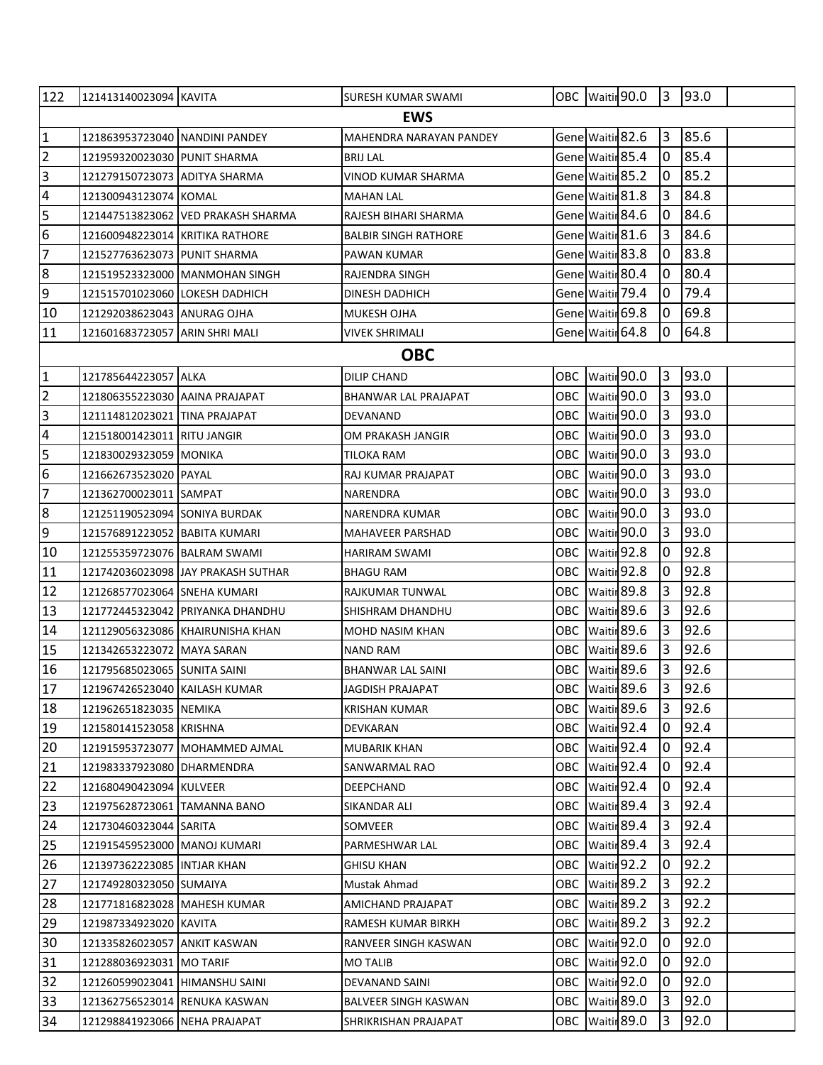| | | | | | | | | | |
|---|---|---|---|---|---|---|---|---|---|
| 122 | 121413140023094 | KAVITA | SURESH KUMAR SWAMI | OBC | Waitir | 90.0 | 3 | 93.0 | |
| **EWS** | | | | | | | | | |
| 1 | 121863953723040 | NANDINI PANDEY | MAHENDRA NARAYAN PANDEY | Gene | Waitir | 82.6 | 3 | 85.6 | |
| 2 | 121959320023030 | PUNIT SHARMA | BRIJ LAL | Gene | Waitir | 85.4 | 0 | 85.4 | |
| 3 | 121279150723073 | ADITYA SHARMA | VINOD KUMAR SHARMA | Gene | Waitir | 85.2 | 0 | 85.2 | |
| 4 | 121300943123074 | KOMAL | MAHAN LAL | Gene | Waitir | 81.8 | 3 | 84.8 | |
| 5 | 121447513823062 | VED PRAKASH SHARMA | RAJESH BIHARI SHARMA | Gene | Waitir | 84.6 | 0 | 84.6 | |
| 6 | 121600948223014 | KRITIKA RATHORE | BALBIR SINGH RATHORE | Gene | Waitir | 81.6 | 3 | 84.6 | |
| 7 | 121527763623073 | PUNIT SHARMA | PAWAN KUMAR | Gene | Waitir | 83.8 | 0 | 83.8 | |
| 8 | 121519523323000 | MANMOHAN SINGH | RAJENDRA SINGH | Gene | Waitir | 80.4 | 0 | 80.4 | |
| 9 | 121515701023060 | LOKESH DADHICH | DINESH DADHICH | Gene | Waitir | 79.4 | 0 | 79.4 | |
| 10 | 121292038623043 | ANURAG OJHA | MUKESH OJHA | Gene | Waitir | 69.8 | 0 | 69.8 | |
| 11 | 121601683723057 | ARIN SHRI MALI | VIVEK SHRIMALI | Gene | Waitir | 64.8 | 0 | 64.8 | |
| **OBC** | | | | | | | | | |
| 1 | 121785644223057 | ALKA | DILIP CHAND | OBC | Waitir | 90.0 | 3 | 93.0 | |
| 2 | 121806355223030 | AAINA PRAJAPAT | BHANWAR LAL PRAJAPAT | OBC | Waitir | 90.0 | 3 | 93.0 | |
| 3 | 121114812023021 | TINA PRAJAPAT | DEVANAND | OBC | Waitir | 90.0 | 3 | 93.0 | |
| 4 | 121518001423011 | RITU JANGIR | OM PRAKASH JANGIR | OBC | Waitir | 90.0 | 3 | 93.0 | |
| 5 | 121830029323059 | MONIKA | TILOKA RAM | OBC | Waitir | 90.0 | 3 | 93.0 | |
| 6 | 121662673523020 | PAYAL | RAJ KUMAR PRAJAPAT | OBC | Waitir | 90.0 | 3 | 93.0 | |
| 7 | 121362700023011 | SAMPAT | NARENDRA | OBC | Waitir | 90.0 | 3 | 93.0 | |
| 8 | 121251190523094 | SONIYA BURDAK | NARENDRA KUMAR | OBC | Waitir | 90.0 | 3 | 93.0 | |
| 9 | 121576891223052 | BABITA KUMARI | MAHAVEER PARSHAD | OBC | Waitir | 90.0 | 3 | 93.0 | |
| 10 | 121255359723076 | BALRAM SWAMI | HARIRAM SWAMI | OBC | Waitir | 92.8 | 0 | 92.8 | |
| 11 | 121742036023098 | JAY PRAKASH SUTHAR | BHAGU RAM | OBC | Waitir | 92.8 | 0 | 92.8 | |
| 12 | 121268577023064 | SNEHA KUMARI | RAJKUMAR TUNWAL | OBC | Waitir | 89.8 | 3 | 92.8 | |
| 13 | 121772445323042 | PRIYANKA DHANDHU | SHISHRAM DHANDHU | OBC | Waitir | 89.6 | 3 | 92.6 | |
| 14 | 121129056323086 | KHAIRUNISHA KHAN | MOHD NASIM KHAN | OBC | Waitir | 89.6 | 3 | 92.6 | |
| 15 | 121342653223072 | MAYA SARAN | NAND RAM | OBC | Waitir | 89.6 | 3 | 92.6 | |
| 16 | 121795685023065 | SUNITA SAINI | BHANWAR LAL SAINI | OBC | Waitir | 89.6 | 3 | 92.6 | |
| 17 | 121967426523040 | KAILASH KUMAR | JAGDISH PRAJAPAT | OBC | Waitir | 89.6 | 3 | 92.6 | |
| 18 | 121962651823035 | NEMIKA | KRISHAN KUMAR | OBC | Waitir | 89.6 | 3 | 92.6 | |
| 19 | 121580141523058 | KRISHNA | DEVKARAN | OBC | Waitir | 92.4 | 0 | 92.4 | |
| 20 | 121915953723077 | MOHAMMED AJMAL | MUBARIK KHAN | OBC | Waitir | 92.4 | 0 | 92.4 | |
| 21 | 121983337923080 | DHARMENDRA | SANWARMAL RAO | OBC | Waitir | 92.4 | 0 | 92.4 | |
| 22 | 121680490423094 | KULVEER | DEEPCHAND | OBC | Waitir | 92.4 | 0 | 92.4 | |
| 23 | 121975628723061 | TAMANNA BANO | SIKANDAR ALI | OBC | Waitir | 89.4 | 3 | 92.4 | |
| 24 | 121730460323044 | SARITA | SOMVEER | OBC | Waitir | 89.4 | 3 | 92.4 | |
| 25 | 121915459523000 | MANOJ KUMARI | PARMESHWAR LAL | OBC | Waitir | 89.4 | 3 | 92.4 | |
| 26 | 121397362223085 | INTJAR KHAN | GHISU KHAN | OBC | Waitir | 92.2 | 0 | 92.2 | |
| 27 | 121749280323050 | SUMAIYA | Mustak Ahmad | OBC | Waitir | 89.2 | 3 | 92.2 | |
| 28 | 121771816823028 | MAHESH KUMAR | AMICHAND PRAJAPAT | OBC | Waitir | 89.2 | 3 | 92.2 | |
| 29 | 121987334923020 | KAVITA | RAMESH KUMAR BIRKH | OBC | Waitir | 89.2 | 3 | 92.2 | |
| 30 | 121335826023057 | ANKIT KASWAN | RANVEER SINGH KASWAN | OBC | Waitir | 92.0 | 0 | 92.0 | |
| 31 | 121288036923031 | MO TARIF | MO TALIB | OBC | Waitir | 92.0 | 0 | 92.0 | |
| 32 | 121260599023041 | HIMANSHU SAINI | DEVANAND SAINI | OBC | Waitir | 92.0 | 0 | 92.0 | |
| 33 | 121362756523014 | RENUKA KASWAN | BALVEER SINGH KASWAN | OBC | Waitir | 89.0 | 3 | 92.0 | |
| 34 | 121298841923066 | NEHA PRAJAPAT | SHRIKRISHAN PRAJAPAT | OBC | Waitir | 89.0 | 3 | 92.0 | |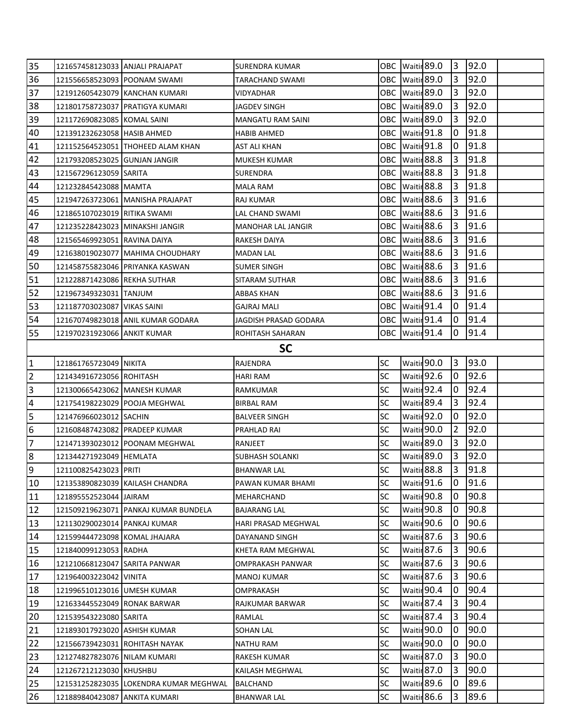| | | | | | | | | | |
|---|---|---|---|---|---|---|---|---|---|
| 35 | 121657458123033 | ANJALI PRAJAPAT | SURENDRA KUMAR | OBC | Waiti | 89.0 | 3 | 92.0 | |
| 36 | 121556658523093 | POONAM SWAMI | TARACHAND SWAMI | OBC | Waiti | 89.0 | 3 | 92.0 | |
| 37 | 121912605423079 | KANCHAN KUMARI | VIDYADHAR | OBC | Waiti | 89.0 | 3 | 92.0 | |
| 38 | 121801758723037 | PRATIGYA KUMARI | JAGDEV SINGH | OBC | Waiti | 89.0 | 3 | 92.0 | |
| 39 | 121172690823085 | KOMAL SAINI | MANGATU RAM SAINI | OBC | Waiti | 89.0 | 3 | 92.0 | |
| 40 | 121391232623058 | HASIB AHMED | HABIB AHMED | OBC | Waiti | 91.8 | 0 | 91.8 | |
| 41 | 121152564523051 | THOHEED ALAM KHAN | AST ALI KHAN | OBC | Waiti | 91.8 | 0 | 91.8 | |
| 42 | 121793208523025 | GUNJAN JANGIR | MUKESH KUMAR | OBC | Waiti | 88.8 | 3 | 91.8 | |
| 43 | 121567296123059 | SARITA | SURENDRA | OBC | Waiti | 88.8 | 3 | 91.8 | |
| 44 | 121232845423088 | MAMTA | MALA RAM | OBC | Waiti | 88.8 | 3 | 91.8 | |
| 45 | 121947263723061 | MANISHA PRAJAPAT | RAJ KUMAR | OBC | Waiti | 88.6 | 3 | 91.6 | |
| 46 | 121865107023019 | RITIKA SWAMI | LAL CHAND SWAMI | OBC | Waiti | 88.6 | 3 | 91.6 | |
| 47 | 121235228423023 | MINAKSHI JANGIR | MANOHAR LAL JANGIR | OBC | Waiti | 88.6 | 3 | 91.6 | |
| 48 | 121565469923051 | RAVINA DAIYA | RAKESH DAIYA | OBC | Waiti | 88.6 | 3 | 91.6 | |
| 49 | 121638019023077 | MAHIMA CHOUDHARY | MADAN LAL | OBC | Waiti | 88.6 | 3 | 91.6 | |
| 50 | 121458755823046 | PRIYANKA KASWAN | SUMER SINGH | OBC | Waiti | 88.6 | 3 | 91.6 | |
| 51 | 121228871423086 | REKHA SUTHAR | SITARAM SUTHAR | OBC | Waiti | 88.6 | 3 | 91.6 | |
| 52 | 121967349323031 | TANJUM | ABBAS KHAN | OBC | Waiti | 88.6 | 3 | 91.6 | |
| 53 | 121187703023087 | VIKAS SAINI | GAJRAJ MALI | OBC | Waiti | 91.4 | 0 | 91.4 | |
| 54 | 121670749823018 | ANIL KUMAR GODARA | JAGDISH PRASAD GODARA | OBC | Waiti | 91.4 | 0 | 91.4 | |
| 55 | 121970231923066 | ANKIT KUMAR | ROHITASH SAHARAN | OBC | Waiti | 91.4 | 0 | 91.4 | |
| | | | **SC** | | | | | | |
| 1 | 121861765723049 | NIKITA | RAJENDRA | SC | Waiti | 90.0 | 3 | 93.0 | |
| 2 | 121434916723056 | ROHITASH | HARI RAM | SC | Waiti | 92.6 | 0 | 92.6 | |
| 3 | 121300665423062 | MANESH KUMAR | RAMKUMAR | SC | Waiti | 92.4 | 0 | 92.4 | |
| 4 | 121754198223029 | POOJA MEGHWAL | BIRBAL RAM | SC | Waiti | 89.4 | 3 | 92.4 | |
| 5 | 121476966023012 | SACHIN | BALVEER SINGH | SC | Waiti | 92.0 | 0 | 92.0 | |
| 6 | 121608487423082 | PRADEEP KUMAR | PRAHLAD RAI | SC | Waiti | 90.0 | 2 | 92.0 | |
| 7 | 121471393023012 | POONAM MEGHWAL | RANJEET | SC | Waiti | 89.0 | 3 | 92.0 | |
| 8 | 121344271923049 | HEMLATA | SUBHASH SOLANKI | SC | Waiti | 89.0 | 3 | 92.0 | |
| 9 | 121100825423023 | PRITI | BHANWAR LAL | SC | Waiti | 88.8 | 3 | 91.8 | |
| 10 | 121353890823039 | KAILASH CHANDRA | PAWAN KUMAR BHAMI | SC | Waiti | 91.6 | 0 | 91.6 | |
| 11 | 121895552523044 | JAIRAM | MEHARCHAND | SC | Waiti | 90.8 | 0 | 90.8 | |
| 12 | 121509219623071 | PANKAJ KUMAR BUNDELA | BAJARANG LAL | SC | Waiti | 90.8 | 0 | 90.8 | |
| 13 | 121130290023014 | PANKAJ KUMAR | HARI PRASAD MEGHWAL | SC | Waiti | 90.6 | 0 | 90.6 | |
| 14 | 121599444723098 | KOMAL JHAJARA | DAYANAND SINGH | SC | Waiti | 87.6 | 3 | 90.6 | |
| 15 | 121840099123053 | RADHA | KHETA RAM MEGHWAL | SC | Waiti | 87.6 | 3 | 90.6 | |
| 16 | 121210668123047 | SARITA PANWAR | OMPRAKASH PANWAR | SC | Waiti | 87.6 | 3 | 90.6 | |
| 17 | 121964003223042 | VINITA | MANOJ KUMAR | SC | Waiti | 87.6 | 3 | 90.6 | |
| 18 | 121996510123016 | UMESH KUMAR | OMPRAKASH | SC | Waiti | 90.4 | 0 | 90.4 | |
| 19 | 121633445523049 | RONAK BARWAR | RAJKUMAR BARWAR | SC | Waiti | 87.4 | 3 | 90.4 | |
| 20 | 121539543223080 | SARITA | RAMLAL | SC | Waiti | 87.4 | 3 | 90.4 | |
| 21 | 121893017923020 | ASHISH KUMAR | SOHAN LAL | SC | Waiti | 90.0 | 0 | 90.0 | |
| 22 | 121566739423031 | ROHITASH NAYAK | NATHU RAM | SC | Waiti | 90.0 | 0 | 90.0 | |
| 23 | 121274827823076 | NILAM KUMARI | RAKESH KUMAR | SC | Waiti | 87.0 | 3 | 90.0 | |
| 24 | 121267212123030 | KHUSHBU | KAILASH MEGHWAL | SC | Waiti | 87.0 | 3 | 90.0 | |
| 25 | 121531252823035 | LOKENDRA KUMAR MEGHWAL | BALCHAND | SC | Waiti | 89.6 | 0 | 89.6 | |
| 26 | 121889840423087 | ANKITA KUMARI | BHANWAR LAL | SC | Waiti | 86.6 | 3 | 89.6 | |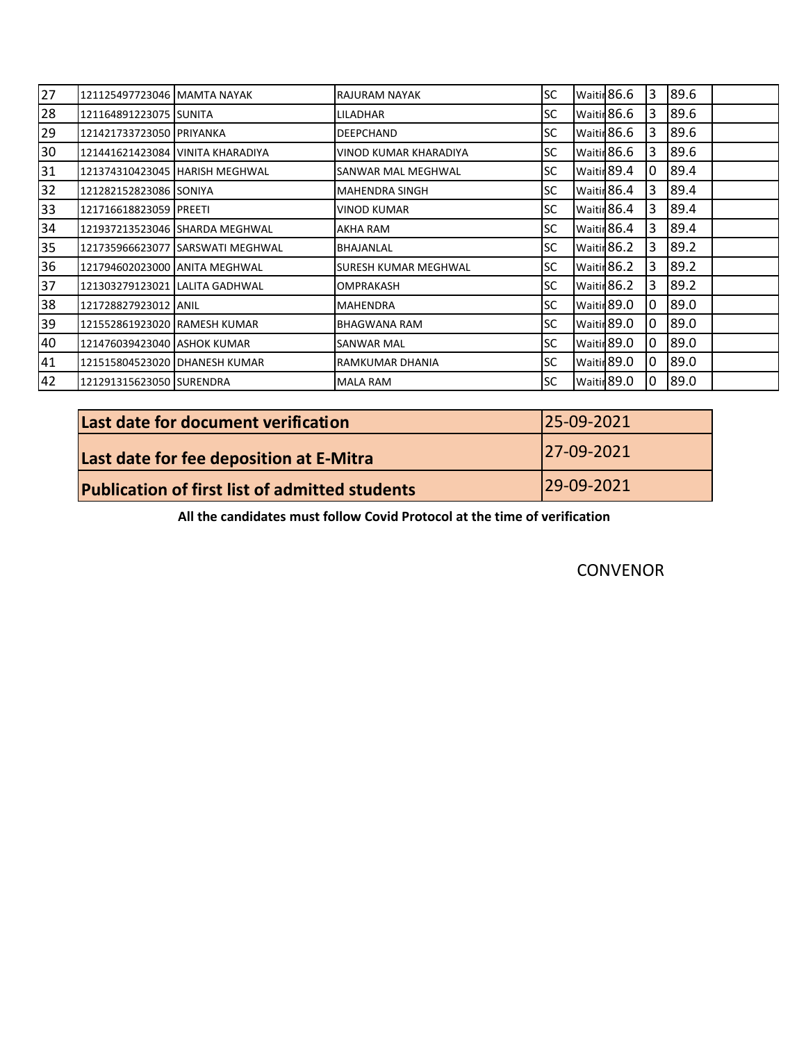| | | | | | | | | | |
|---|---|---|---|---|---|---|---|---|---|
| 27 | 121125497723046 | MAMTA NAYAK | RAJURAM NAYAK | SC | Waitir | 86.6 | 3 | 89.6 | |
| 28 | 121164891223075 | SUNITA | LILADHAR | SC | Waitir | 86.6 | 3 | 89.6 | |
| 29 | 121421733723050 | PRIYANKA | DEEPCHAND | SC | Waitir | 86.6 | 3 | 89.6 | |
| 30 | 121441621423084 | VINITA KHARADIYA | VINOD KUMAR KHARADIYA | SC | Waitir | 86.6 | 3 | 89.6 | |
| 31 | 121374310423045 | HARISH MEGHWAL | SANWAR MAL MEGHWAL | SC | Waitir | 89.4 | 0 | 89.4 | |
| 32 | 121282152823086 | SONIYA | MAHENDRA SINGH | SC | Waitir | 86.4 | 3 | 89.4 | |
| 33 | 121716618823059 | PREETI | VINOD KUMAR | SC | Waitir | 86.4 | 3 | 89.4 | |
| 34 | 121937213523046 | SHARDA MEGHWAL | AKHA RAM | SC | Waitir | 86.4 | 3 | 89.4 | |
| 35 | 121735966623077 | SARSWATI MEGHWAL | BHAJANLAL | SC | Waitir | 86.2 | 3 | 89.2 | |
| 36 | 121794602023000 | ANITA MEGHWAL | SURESH KUMAR MEGHWAL | SC | Waitir | 86.2 | 3 | 89.2 | |
| 37 | 121303279123021 | LALITA GADHWAL | OMPRAKASH | SC | Waitir | 86.2 | 3 | 89.2 | |
| 38 | 121728827923012 | ANIL | MAHENDRA | SC | Waitir | 89.0 | 0 | 89.0 | |
| 39 | 121552861923020 | RAMESH KUMAR | BHAGWANA RAM | SC | Waitir | 89.0 | 0 | 89.0 | |
| 40 | 121476039423040 | ASHOK KUMAR | SANWAR MAL | SC | Waitir | 89.0 | 0 | 89.0 | |
| 41 | 121515804523020 | DHANESH KUMAR | RAMKUMAR DHANIA | SC | Waitir | 89.0 | 0 | 89.0 | |
| 42 | 121291315623050 | SURENDRA | MALA RAM | SC | Waitir | 89.0 | 0 | 89.0 | |

| | |
|---|---|
| **Last date for document verification** | 25-09-2021 |
| **Last date for fee deposition at E-Mitra** | 27-09-2021 |
| **Publication of first list of admitted students** | 29-09-2021 |

**All the candidates must follow Covid Protocol at the time of verification**

CONVENOR